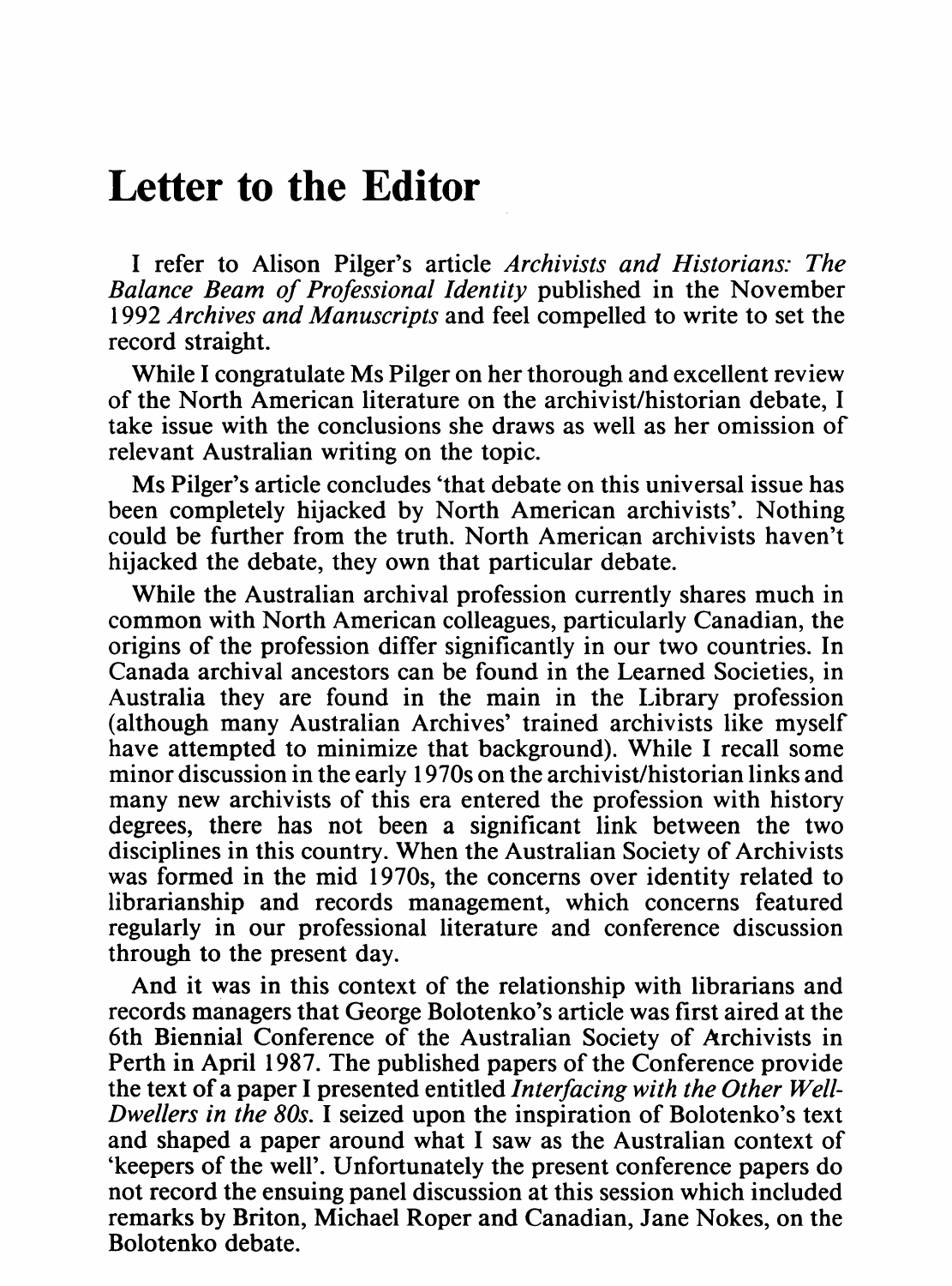# Letter to the Editor

I refer to Alison Pilger's article *Archivists and Historians: The Balance Beam of Professional Identity* published in the November 1992 *Archives and Manuscripts* and feel compelled to write to set the record straight.

While I congratulate Ms Pilger on her thorough and excellent review of the North American literature on the archivist/historian debate, I take issue with the conclusions she draws as well as her omission of relevant Australian writing on the topic.

Ms Pilger's article concludes 'that debate on this universal issue has been completely hijacked by North American archivists'. Nothing could be further from the truth. North American archivists haven't hijacked the debate, they own that particular debate.

While the Australian archival profession currently shares much in common with North American colleagues, particularly Canadian, the origins of the profession differ significantly in our two countries. In Canada archival ancestors can be found in the Learned Societies, in Australia they are found in the main in the Library profession (although many Australian Archives' trained archivists like myself have attempted to minimize that background). While I recall some minor discussion in the early 1970s on the archivist/historian links and many new archivists of this era entered the profession with history degrees, there has not been a significant link between the two disciplines in this country. When the Australian Society of Archivists was formed in the mid 1970s, the concerns over identity related to librarianship and records management, which concerns featured regularly in our professional literature and conference discussion through to the present day.

And it was in this context of the relationship with librarians and records managers that George Bolotenko's article was first aired at the 6th Biennial Conference of the Australian Society of Archivists in Perth in April 1987. The published papers of the Conference provide the text of a paper I presented entitled *Interfacing with the Other Well-Dwellers in the 80s*. I seized upon the inspiration of Bolotenko's text and shaped a paper around what I saw as the Australian context of 'keepers of the well'. Unfortunately the present conference papers do not record the ensuing panel discussion at this session which included remarks by Briton, Michael Roper and Canadian, Jane Nokes, on the Bolotenko debate.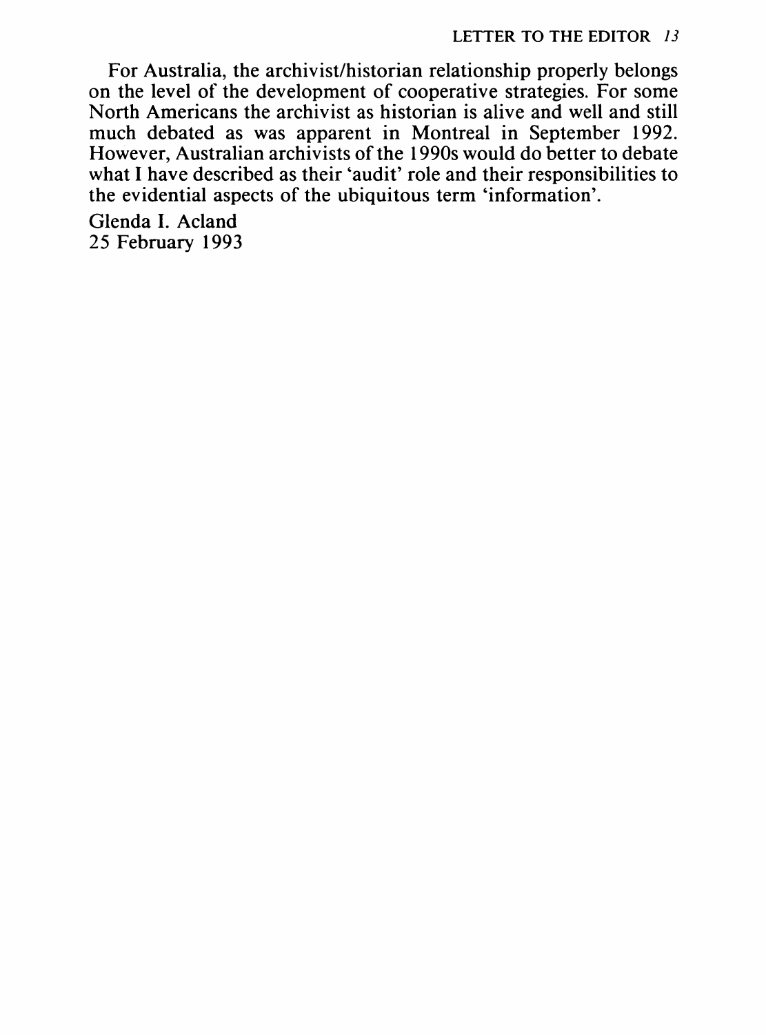For Australia, the archivist/historian relationship properly belongs on the level of the development of cooperative strategies. For some North Americans the archivist as historian is alive and well and still much debated as was apparent in Montreal in September 1992. However, Australian archivists of the 1990s would do better to debate what I have described as their 'audit' role and their responsibilities to the evidential aspects of the ubiquitous term 'information'.

Glenda I. Acland
25 February 1993